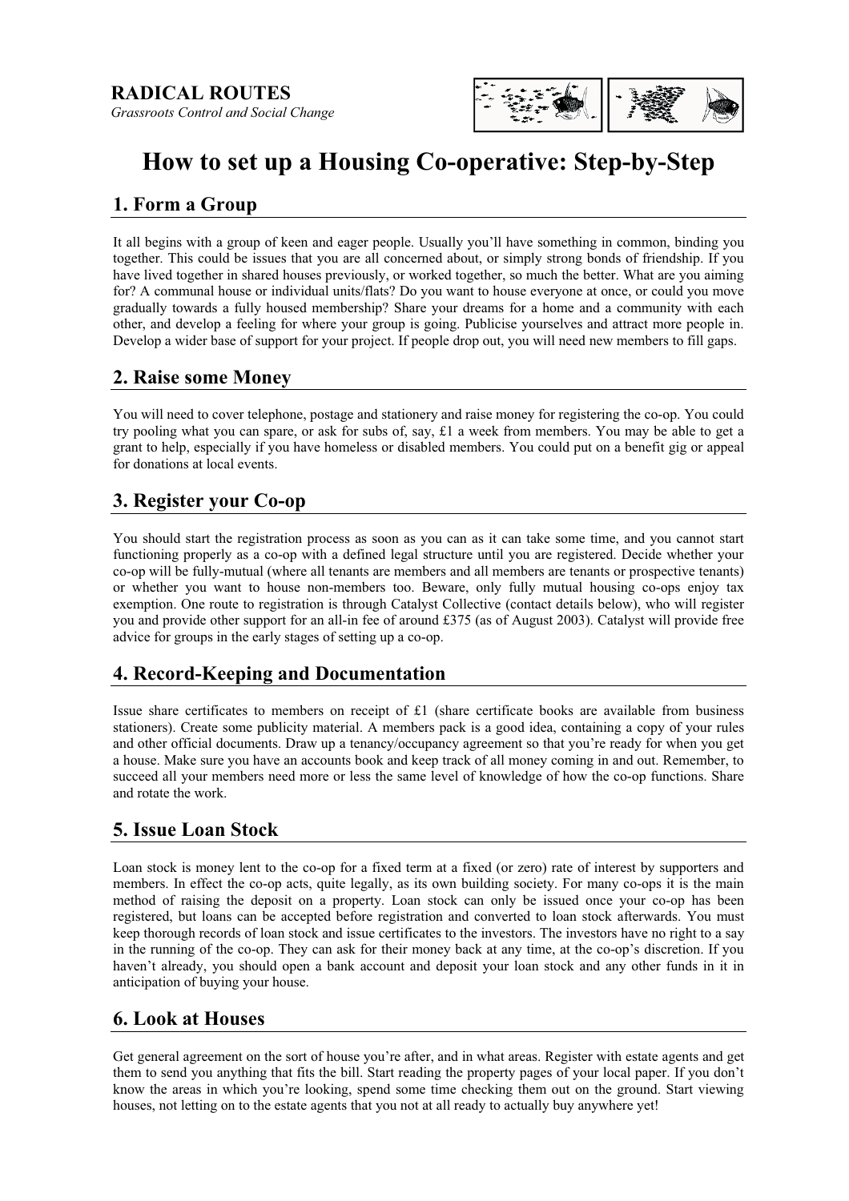**RADICAL ROUTES**

*Grassroots Control and Social Change*

# How to set up a Housing Co-operative: Step-by-Step

## 1. Form a Group

It all begins with a group of keen and eager people. Usually you'll have something in common, binding you together. This could be issues that you are all concerned about, or simply strong bonds of friendship. If you have lived together in shared houses previously, or worked together, so much the better. What are you aiming for? A communal house or individual units/flats? Do you want to house everyone at once, or could you move gradually towards a fully housed membership? Share your dreams for a home and a community with each other, and develop a feeling for where your group is going. Publicise yourselves and attract more people in. Develop a wider base of support for your project. If people drop out, you will need new members to fill gaps.

## 2. Raise some Money

You will need to cover telephone, postage and stationery and raise money for registering the co-op. You could try pooling what you can spare, or ask for subs of, say, £1 a week from members. You may be able to get a grant to help, especially if you have homeless or disabled members. You could put on a benefit gig or appeal for donations at local events.

## 3. Register your Co-op

You should start the registration process as soon as you can as it can take some time, and you cannot start functioning properly as a co-op with a defined legal structure until you are registered. Decide whether your co-op will be fully-mutual (where all tenants are members and all members are tenants or prospective tenants) or whether you want to house non-members too. Beware, only fully mutual housing co-ops enjoy tax exemption. One route to registration is through Catalyst Collective (contact details below), who will register you and provide other support for an all-in fee of around £375 (as of August 2003). Catalyst will provide free advice for groups in the early stages of setting up a co-op.

## 4. Record-Keeping and Documentation

Issue share certificates to members on receipt of £1 (share certificate books are available from business stationers). Create some publicity material. A members pack is a good idea, containing a copy of your rules and other official documents. Draw up a tenancy/occupancy agreement so that you're ready for when you get a house. Make sure you have an accounts book and keep track of all money coming in and out. Remember, to succeed all your members need more or less the same level of knowledge of how the co-op functions. Share and rotate the work.

## 5. Issue Loan Stock

Loan stock is money lent to the co-op for a fixed term at a fixed (or zero) rate of interest by supporters and members. In effect the co-op acts, quite legally, as its own building society. For many co-ops it is the main method of raising the deposit on a property. Loan stock can only be issued once your co-op has been registered, but loans can be accepted before registration and converted to loan stock afterwards. You must keep thorough records of loan stock and issue certificates to the investors. The investors have no right to a say in the running of the co-op. They can ask for their money back at any time, at the co-op's discretion. If you haven't already, you should open a bank account and deposit your loan stock and any other funds in it in anticipation of buying your house.

## 6. Look at Houses

Get general agreement on the sort of house you're after, and in what areas. Register with estate agents and get them to send you anything that fits the bill. Start reading the property pages of your local paper. If you don't know the areas in which you're looking, spend some time checking them out on the ground. Start viewing houses, not letting on to the estate agents that you not at all ready to actually buy anywhere yet!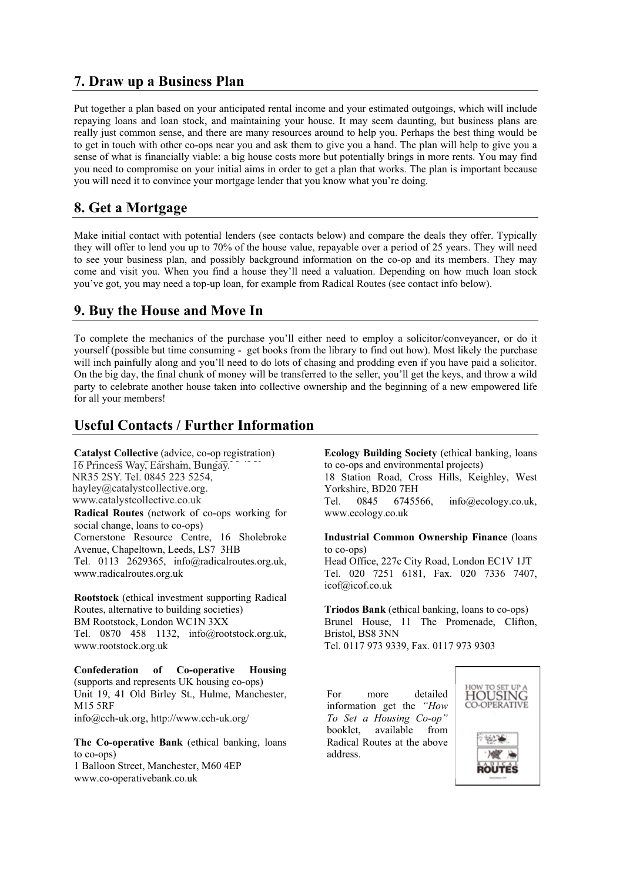## 7. Draw up a Business Plan

Put together a plan based on your anticipated rental income and your estimated outgoings, which will include repaying loans and loan stock, and maintaining your house. It may seem daunting, but business plans are really just common sense, and there are many resources around to help you. Perhaps the best thing would be to get in touch with other co-ops near you and ask them to give you a hand. The plan will help to give you a sense of what is financially viable: a big house costs more but potentially brings in more rents. You may find you need to compromise on your initial aims in order to get a plan that works. The plan is important because you will need it to convince your mortgage lender that you know what you're doing.

## 8. Get a Mortgage

Make initial contact with potential lenders (see contacts below) and compare the deals they offer. Typically they will offer to lend you up to 70% of the house value, repayable over a period of 25 years. They will need to see your business plan, and possibly background information on the co-op and its members. They may come and visit you. When you find a house they'll need a valuation. Depending on how much loan stock you've got, you may need a top-up loan, for example from Radical Routes (see contact info below).

## 9. Buy the House and Move In

To complete the mechanics of the purchase you'll either need to employ a solicitor/conveyancer, or do it yourself (possible but time consuming - get books from the library to find out how). Most likely the purchase will inch painfully along and you'll need to do lots of chasing and prodding even if you have paid a solicitor. On the big day, the final chunk of money will be transferred to the seller, you'll get the keys, and throw a wild party to celebrate another house taken into collective ownership and the beginning of a new empowered life for all your members!

## Useful Contacts / Further Information

**Catalyst Collective** (advice, co-op registration)
16 Princess Way, Earsham, Bungay. NR35 2SY. Tel. 0845 223 5254, hayley@catalystcollective.org. www.catalystcollective.co.uk

**Radical Routes** (network of co-ops working for social change, loans to co-ops)
Cornerstone Resource Centre, 16 Sholebroke Avenue, Chapeltown, Leeds, LS7 3HB
Tel. 0113 2629365, info@radicalroutes.org.uk, www.radicalroutes.org.uk

**Rootstock** (ethical investment supporting Radical Routes, alternative to building societies)
BM Rootstock, London WC1N 3XX
Tel. 0870 458 1132, info@rootstock.org.uk, www.rootstock.org.uk

**Confederation of Co-operative Housing** (supports and represents UK housing co-ops)
Unit 19, 41 Old Birley St., Hulme, Manchester, M15 5RF
info@cch-uk.org, http://www.cch-uk.org/

**The Co-operative Bank** (ethical banking, loans to co-ops)
1 Balloon Street, Manchester, M60 4EP
www.co-operativebank.co.uk

**Ecology Building Society** (ethical banking, loans to co-ops and environmental projects)
18 Station Road, Cross Hills, Keighley, West Yorkshire, BD20 7EH
Tel. 0845 6745566, info@ecology.co.uk, www.ecology.co.uk

**Industrial Common Ownership Finance** (loans to co-ops)
Head Office, 227c City Road, London EC1V 1JT
Tel. 020 7251 6181, Fax. 020 7336 7407, icof@icof.co.uk

**Triodos Bank** (ethical banking, loans to co-ops)
Brunel House, 11 The Promenade, Clifton, Bristol, BS8 3NN
Tel. 0117 973 9339, Fax. 0117 973 9303

For more detailed information get the *"How To Set a Housing Co-op"* booklet, available from Radical Routes at the above address.